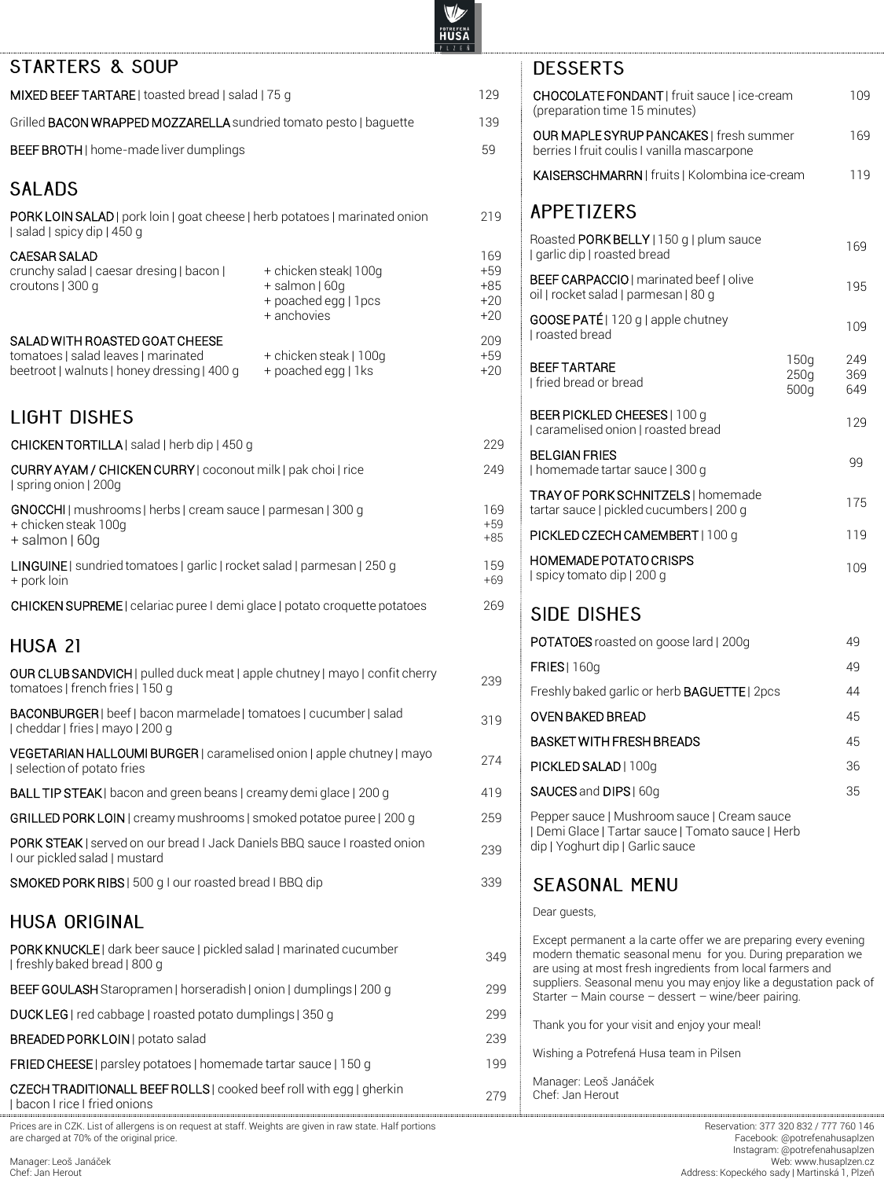# STARTERS & SOUP

| Item | Price |
|---|---|
| **MIXED BEEF TARTARE** \| toasted bread \| salad \| 75 g | 129 |
| Grilled **BACON WRAPPED MOZZARELLA** sundried tomato pesto \| baguette | 139 |
| **BEEF BROTH** \| home-made liver dumplings | 59 |

# SALADS

| Item | Extras | Price |
|---|---|---|
| **PORK LOIN SALAD** \| pork loin \| goat cheese \| herb potatoes \| marinated onion \| salad \| spicy dip \| 450 g | | 219 |
| **CAESAR SALAD** crunchy salad \| caesar dresing \| bacon \| croutons \| 300 g | | 169 |
| | + chicken steak\| 100g | +59 |
| | + salmon \| 60g | +85 |
| | + poached egg \| 1pcs | +20 |
| | + anchovies | +20 |
| **SALAD WITH ROASTED GOAT CHEESE** tomatoes \| salad leaves \| marinated beetroot \| walnuts \| honey dressing \| 400 g | | 209 |
| | + chicken steak \| 100g | +59 |
| | + poached egg \| 1ks | +20 |

# LIGHT DISHES

| Item | Price |
|---|---|
| **CHICKEN TORTILLA** \| salad \| herb dip \| 450 g | 229 |
| **CURRY AYAM / CHICKEN CURRY** \| coconout milk \| pak choi \| rice \| spring onion \| 200g | 249 |
| **GNOCCHI** \| mushrooms \| herbs \| cream sauce \| parmesan \| 300 g | 169 |
| + chicken steak 100g | +59 |
| + salmon \| 60g | +85 |
| **LINGUINE** \| sundried tomatoes \| garlic \| rocket salad \| parmesan \| 250 g | 159 |
| + pork loin | +69 |
| **CHICKEN SUPREME** \| celariac puree I demi glace \| potato croquette potatoes | 269 |

# HUSA 21

| Item | Price |
|---|---|
| **OUR CLUB SANDVICH** \| pulled duck meat \| apple chutney \| mayo \| confit cherry tomatoes \| french fries \| 150 g | 239 |
| **BACONBURGER** \| beef \| bacon marmelade \| tomatoes \| cucumber \| salad \| cheddar \| fries \| mayo \| 200 g | 319 |
| **VEGETARIAN HALLOUMI BURGER** \| caramelised onion \| apple chutney \| mayo \| selection of potato fries | 274 |
| **BALL TIP STEAK** \| bacon and green beans \| creamy demi glace \| 200 g | 419 |
| **GRILLED PORK LOIN** \| creamy mushrooms \| smoked potatoe puree \| 200 g | 259 |
| **PORK STEAK** \| served on our bread I Jack Daniels BBQ sauce I roasted onion I our pickled salad \| mustard | 239 |
| **SMOKED PORK RIBS** \| 500 g I our roasted bread I BBQ dip | 339 |

# HUSA ORIGINAL

| Item | Price |
|---|---|
| **PORK KNUCKLE** \| dark beer sauce \| pickled salad \| marinated cucumber \| freshly baked bread \| 800 g | 349 |
| **BEEF GOULASH** Staropramen \| horseradish \| onion \| dumplings \| 200 g | 299 |
| **DUCK LEG** \| red cabbage \| roasted potato dumplings \| 350 g | 299 |
| **BREADED PORK LOIN** \| potato salad | 239 |
| **FRIED CHEESE** \| parsley potatoes \| homemade tartar sauce \| 150 g | 199 |
| **CZECH TRADITIONALL BEEF ROLLS** \| cooked beef roll with egg \| gherkin \| bacon I rice I fried onions | 279 |

# DESSERTS

| Item | Price |
|---|---|
| **CHOCOLATE FONDANT** \| fruit sauce \| ice-cream (preparation time 15 minutes) | 109 |
| **OUR MAPLE SYRUP PANCAKES** \| fresh summer berries I fruit coulis I vanilla mascarpone | 169 |
| **KAISERSCHMARRN** \| fruits \| Kolombina ice-cream | 119 |

# APPETIZERS

| Item | Weight | Price |
|---|---|---|
| Roasted **PORK BELLY** \| 150 g \| plum sauce \| garlic dip \| roasted bread | | 169 |
| **BEEF CARPACCIO** \| marinated beef \| olive oil \| rocket salad \| parmesan \| 80 g | | 195 |
| **GOOSE PATÉ** \| 120 g \| apple chutney \| roasted bread | | 109 |
| **BEEF TARTARE** \| fried bread or bread | 150g | 249 |
| | 250g | 369 |
| | 500g | 649 |
| **BEER PICKLED CHEESES** \| 100 g \| caramelised onion \| roasted bread | | 129 |
| **BELGIAN FRIES** \| homemade tartar sauce \| 300 g | | 99 |
| **TRAY OF PORK SCHNITZELS** \| homemade tartar sauce \| pickled cucumbers \| 200 g | | 175 |
| **PICKLED CZECH CAMEMBERT** \| 100 g | | 119 |
| **HOMEMADE POTATO CRISPS** \| spicy tomato dip \| 200 g | | 109 |

# SIDE DISHES

| Item | Price |
|---|---|
| **POTATOES** roasted on goose lard \| 200g | 49 |
| **FRIES** \| 160g | 49 |
| Freshly baked garlic or herb **BAGUETTE** \| 2pcs | 44 |
| **OVEN BAKED BREAD** | 45 |
| **BASKET WITH FRESH BREADS** | 45 |
| **PICKLED SALAD** \| 100g | 36 |
| **SAUCES** and **DIPS** \| 60g | 35 |

Pepper sauce | Mushroom sauce | Cream sauce | Demi Glace | Tartar sauce | Tomato sauce | Herb dip | Yoghurt dip | Garlic sauce

# SEASONAL MENU

Dear guests,

Except permanent a la carte offer we are preparing every evening modern thematic seasonal menu for you. During preparation we are using at most fresh ingredients from local farmers and suppliers. Seasonal menu you may enjoy like a degustation pack of Starter – Main course – dessert – wine/beer pairing.

Thank you for your visit and enjoy your meal!

Wishing a Potrefená Husa team in Pilsen

Manager: Leoš Janáček
Chef: Jan Herout

---

Prices are in CZK. List of allergens is on request at staff. Weights are given in raw state. Half portions are charged at 70% of the original price.

Manager: Leoš Janáček
Chef: Jan Herout

Reservation: 377 320 832 / 777 760 146
Facebook: @potrefenahusaplzen
Instagram: @potrefenahusaplzen
Web: www.husaplzen.cz
Address: Kopeckého sady | Martinská 1, Plzeň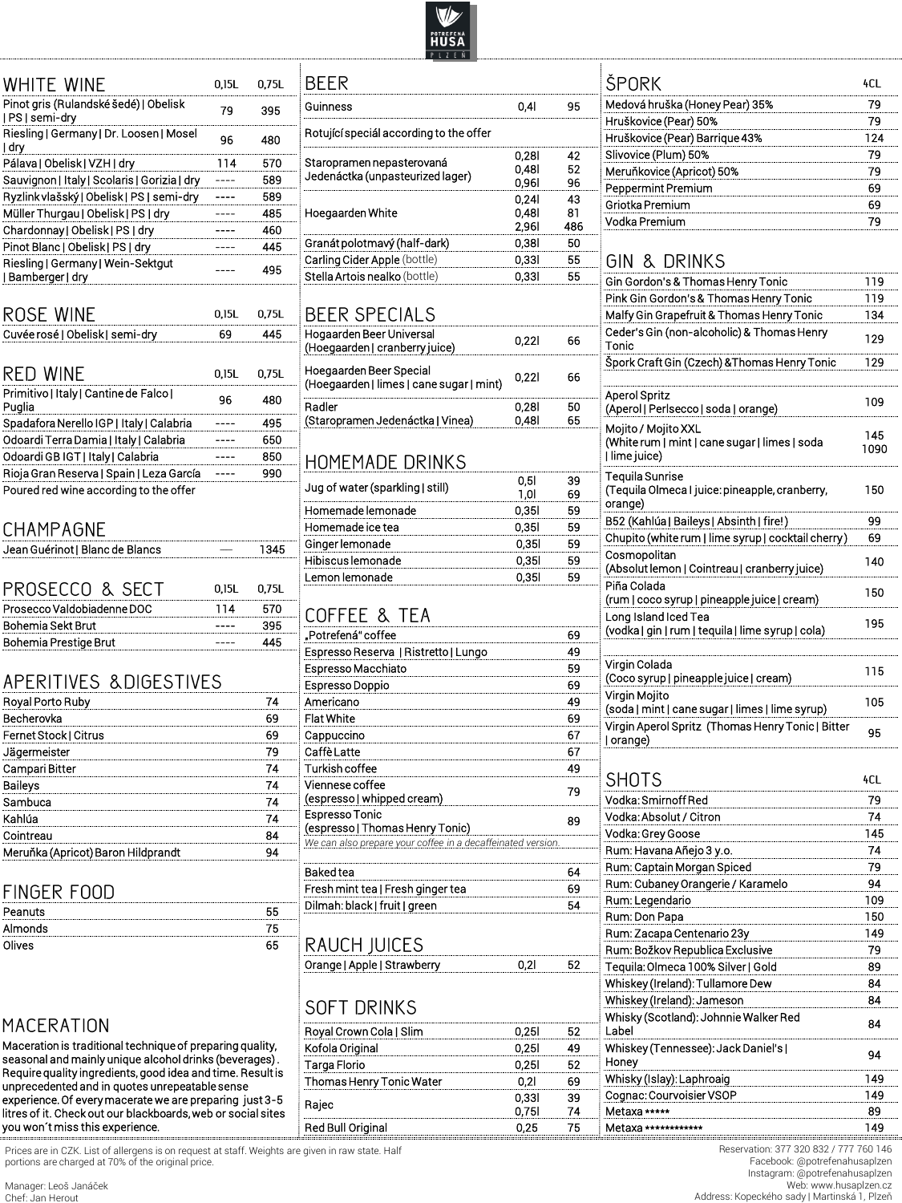POTREFENÁ HUSA PLZEŇ

## WHITE WINE

| | 0,15L | 0,75L |
|---|---|---|
| Pinot gris (Rulandské šedé) \| Obelisk \| PS \| semi-dry | 79 | 395 |
| Riesling \| Germany \| Dr. Loosen \| Mosel \| dry | 96 | 480 |
| Pálava \| Obelisk \| VZH \| dry | 114 | 570 |
| Sauvignon \| Italy \| Scolaris \| Gorizia \| dry | ---- | 589 |
| Ryzlink vlašský \| Obelisk \| PS \| semi-dry | ---- | 589 |
| Müller Thurgau \| Obelisk \| PS \| dry | ---- | 485 |
| Chardonnay \| Obelisk \| PS \| dry | ---- | 460 |
| Pinot Blanc \| Obelisk \| PS \| dry | ---- | 445 |
| Riesling \| Germany \| Wein-Sektgut \| Bamberger \| dry | ---- | 495 |

## ROSE WINE

| | 0,15L | 0,75L |
|---|---|---|
| Cuvée rosé \| Obelisk \| semi-dry | 69 | 445 |

## RED WINE

| | 0,15L | 0,75L |
|---|---|---|
| Primitivo \| Italy \| Cantine de Falco \| Puglia | 96 | 480 |
| Spadafora Nerello IGP \| Italy \| Calabria | ---- | 495 |
| Odoardi Terra Damia \| Italy \| Calabria | ---- | 650 |
| Odoardi GB IGT \| Italy \| Calabria | ---- | 850 |
| Rioja Gran Reserva \| Spain \| Leza García | ---- | 990 |
| Poured red wine according to the offer | | |

## CHAMPAGNE

| | | |
|---|---|---|
| Jean Guérinot \| Blanc de Blancs | — | 1345 |

## PROSECCO & SECT

| | 0,15L | 0,75L |
|---|---|---|
| Prosecco Valdobiadenne DOC | 114 | 570 |
| Bohemia Sekt Brut | ---- | 395 |
| Bohemia Prestige Brut | ---- | 445 |

## APERITIVES & DIGESTIVES

| | |
|---|---|
| Royal Porto Ruby | 74 |
| Becherovka | 69 |
| Fernet Stock \| Citrus | 69 |
| Jägermeister | 79 |
| Campari Bitter | 74 |
| Baileys | 74 |
| Sambuca | 74 |
| Kahlúa | 74 |
| Cointreau | 84 |
| Meruňka (Apricot) Baron Hildprandt | 94 |

## FINGER FOOD

| | |
|---|---|
| Peanuts | 55 |
| Almonds | 75 |
| Olives | 65 |

## MACERATION

Maceration is traditional technique of preparing quality, seasonal and mainly unique alcohol drinks (beverages). Require quality ingredients, good idea and time. Result is unprecedented and in quotes unrepeatable sense experience. Of every macerate we are preparing just 3-5 litres of it. Check out our blackboards, web or social sites you won´t miss this experience.

## BEER

| | | |
|---|---|---|
| Guinness | 0,4l | 95 |
| Rotující speciál according to the offer | | |
| Staropramen nepasterovaná Jedenáctka (unpasteurized lager) | 0,28l<br>0,48l<br>0,96l | 42<br>52<br>96 |
| Hoegaarden White | 0,24l<br>0,48l<br>2,96l | 43<br>81<br>486 |
| Granát polotmavý (half-dark) | 0,38l | 50 |
| Carling Cider Apple (bottle) | 0,33l | 55 |
| Stella Artois nealko (bottle) | 0,33l | 55 |

## BEER SPECIALS

| | | |
|---|---|---|
| Hogaarden Beer Universal (Hoegaarden \| cranberry juice) | 0,22l | 66 |
| Hoegaarden Beer Special (Hoegaarden \| limes \| cane sugar \| mint) | 0,22l | 66 |
| Radler (Staropramen Jedenáctka \| Vinea) | 0,28l<br>0,48l | 50<br>65 |

## HOMEMADE DRINKS

| | | |
|---|---|---|
| Jug of water (sparkling \| still) | 0,5l<br>1,0l | 39<br>69 |
| Homemade lemonade | 0,35l | 59 |
| Homemade ice tea | 0,35l | 59 |
| Ginger lemonade | 0,35l | 59 |
| Hibiscus lemonade | 0,35l | 59 |
| Lemon lemonade | 0,35l | 59 |

## COFFEE & TEA

| | |
|---|---|
| „Potrefená" coffee | 69 |
| Espresso Reserva \| Ristretto \| Lungo | 49 |
| Espresso Macchiato | 59 |
| Espresso Doppio | 69 |
| Americano | 49 |
| Flat White | 69 |
| Cappuccino | 67 |
| Caffè Latte | 67 |
| Turkish coffee | 49 |
| Viennese coffee (espresso \| whipped cream) | 79 |
| Espresso Tonic (espresso \| Thomas Henry Tonic) | 89 |

*We can also prepare your coffee in a decaffeinated version.*

| | |
|---|---|
| Baked tea | 64 |
| Fresh mint tea \| Fresh ginger tea | 69 |
| Dilmah: black \| fruit \| green | 54 |

## RAUCH JUICES

| | | |
|---|---|---|
| Orange \| Apple \| Strawberry | 0,2l | 52 |

## SOFT DRINKS

| | | |
|---|---|---|
| Royal Crown Cola \| Slim | 0,25l | 52 |
| Kofola Original | 0,25l | 49 |
| Targa Florio | 0,25l | 52 |
| Thomas Henry Tonic Water | 0,2l | 69 |
| Rajec | 0,33l<br>0,75l | 39<br>74 |
| Red Bull Original | 0,25 | 75 |

## ŠPORK

| | 4CL |
|---|---|
| Medová hruška (Honey Pear) 35% | 79 |
| Hruškovice (Pear) 50% | 79 |
| Hruškovice (Pear) Barrique 43% | 124 |
| Slivovice (Plum) 50% | 79 |
| Meruňkovice (Apricot) 50% | 79 |
| Peppermint Premium | 69 |
| Griotka Premium | 69 |
| Vodka Premium | 79 |

## GIN & DRINKS

| | |
|---|---|
| Gin Gordon's & Thomas Henry Tonic | 119 |
| Pink Gin Gordon's & Thomas Henry Tonic | 119 |
| Malfy Gin Grapefruit & Thomas Henry Tonic | 134 |
| Ceder's Gin (non-alcoholic) & Thomas Henry Tonic | 129 |
| Špork Craft Gin (Czech) & Thomas Henry Tonic | 129 |
| Aperol Spritz (Aperol \| Perlsecco \| soda \| orange) | 109 |
| Mojito / Mojito XXL (White rum \| mint \| cane sugar \| limes \| soda \| lime juice) | 145<br>1090 |
| Tequila Sunrise (Tequila Olmeca I juice: pineapple, cranberry, orange) | 150 |
| B52 (Kahlúa \| Baileys \| Absinth \| fire!) | 99 |
| Chupito (white rum \| lime syrup \| cocktail cherry) | 69 |
| Cosmopolitan (Absolut lemon \| Cointreau \| cranberry juice) | 140 |
| Piña Colada (rum \| coco syrup \| pineapple juice \| cream) | 150 |
| Long Island Iced Tea (vodka \| gin \| rum \| tequila \| lime syrup \| cola) | 195 |
| Virgin Colada (Coco syrup \| pineapple juice \| cream) | 115 |
| Virgin Mojito (soda \| mint \| cane sugar \| limes \| lime syrup) | 105 |
| Virgin Aperol Spritz (Thomas Henry Tonic \| Bitter \| orange) | 95 |

## SHOTS

| | 4CL |
|---|---|
| Vodka: Smirnoff Red | 79 |
| Vodka: Absolut / Citron | 74 |
| Vodka: Grey Goose | 145 |
| Rum: Havana Añejo 3 y.o. | 74 |
| Rum: Captain Morgan Spiced | 79 |
| Rum: Cubaney Orangerie / Karamelo | 94 |
| Rum: Legendario | 109 |
| Rum: Don Papa | 150 |
| Rum: Zacapa Centenario 23y | 149 |
| Rum: Božkov Republica Exclusive | 79 |
| Tequila: Olmeca 100% Silver \| Gold | 89 |
| Whiskey (Ireland): Tullamore Dew | 84 |
| Whiskey (Ireland): Jameson | 84 |
| Whisky (Scotland): Johnnie Walker Red Label | 84 |
| Whiskey (Tennessee): Jack Daniel's \| Honey | 94 |
| Whisky (Islay): Laphroaig | 149 |
| Cognac: Courvoisier VSOP | 149 |
| Metaxa ***** | 89 |
| Metaxa ************ | 149 |

Prices are in CZK. List of allergens is on request at staff. Weights are given in raw state. Half portions are charged at 70% of the original price.

Manager: Leoš Janáček
Chef: Jan Herout

Reservation: 377 320 832 / 777 760 146
Facebook: @potrefenahusaplzen
Instagram: @potrefenahusaplzen
Web: www.husaplzen.cz
Address: Kopeckého sady | Martinská 1, Plzeň